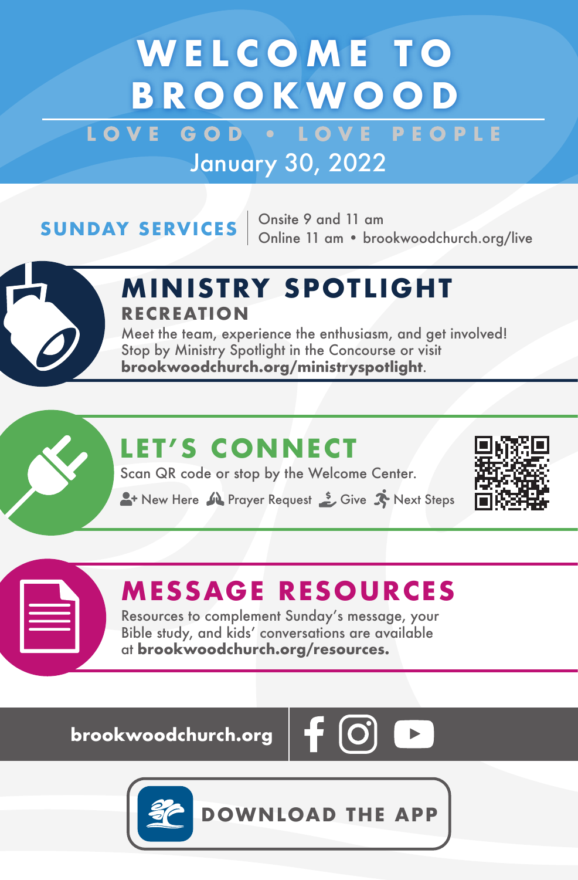# WELCOME TO BROOKWOOD

LOVE GOD • LOVE PEOPLE

January 30, 2022

**SUNDAY SERVICES**

Onsite 9 and 11 am
Online 11 am • brookwoodchurch.org/live

## MINISTRY SPOTLIGHT

### RECREATION

Meet the team, experience the enthusiasm, and get involved! Stop by Ministry Spotlight in the Concourse or visit **brookwoodchurch.org/ministryspotlight**.

## LET'S CONNECT

Scan QR code or stop by the Welcome Center.

New Here · Prayer Request · Give · Next Steps

## MESSAGE RESOURCES

Resources to complement Sunday's message, your Bible study, and kids' conversations are available at **brookwoodchurch.org/resources.**

**brookwoodchurch.org**

**DOWNLOAD THE APP**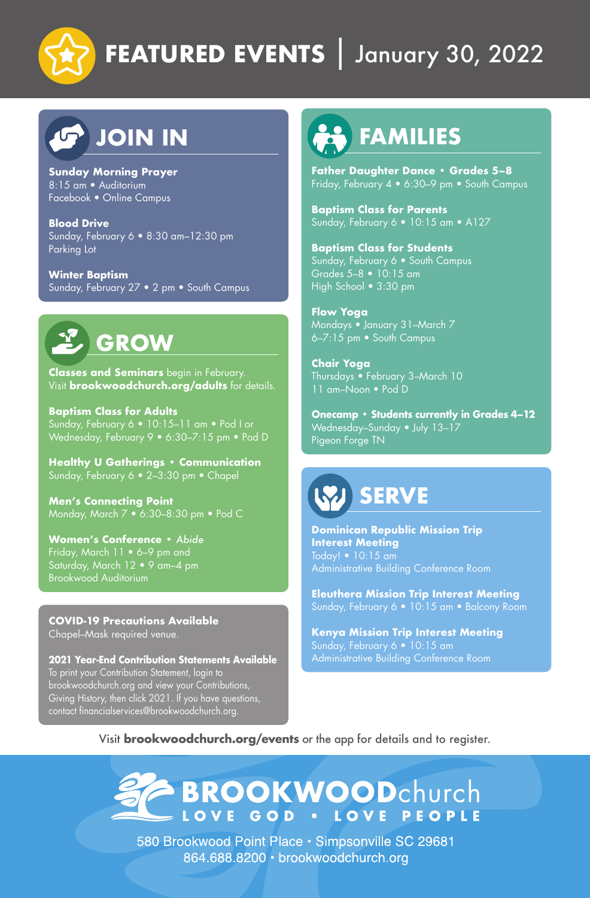# FEATURED EVENTS | January 30, 2022

## JOIN IN

**Sunday Morning Prayer**
8:15 am • Auditorium
Facebook • Online Campus

**Blood Drive**
Sunday, February 6 • 8:30 am–12:30 pm
Parking Lot

**Winter Baptism**
Sunday, February 27 • 2 pm • South Campus

## GROW

**Classes and Seminars** begin in February. Visit **brookwoodchurch.org/adults** for details.

**Baptism Class for Adults**
Sunday, February 6 • 10:15–11 am • Pod I or Wednesday, February 9 • 6:30–7:15 pm • Pod D

**Healthy U Gatherings • Communication**
Sunday, February 6 • 2–3:30 pm • Chapel

**Men's Connecting Point**
Monday, March 7 • 6:30–8:30 pm • Pod C

**Women's Conference •** ***Abide***
Friday, March 11 • 6–9 pm and
Saturday, March 12 • 9 am–4 pm
Brookwood Auditorium

**COVID-19 Precautions Available**
Chapel–Mask required venue.

**2021 Year-End Contribution Statements Available**
To print your Contribution Statement, login to brookwoodchurch.org and view your Contributions, Giving History, then click 2021. If you have questions, contact financialservices@brookwoodchurch.org.

## FAMILIES

**Father Daughter Dance • Grades 5–8**
Friday, February 4 • 6:30–9 pm • South Campus

**Baptism Class for Parents**
Sunday, February 6 • 10:15 am • A127

**Baptism Class for Students**
Sunday, February 6 • South Campus
Grades 5–8 • 10:15 am
High School • 3:30 pm

**Flow Yoga**
Mondays • January 31–March 7
6–7:15 pm • South Campus

**Chair Yoga**
Thursdays • February 3–March 10
11 am–Noon • Pod D

**Onecamp • Students currently in Grades 4–12**
Wednesday–Sunday • July 13–17
Pigeon Forge TN

## SERVE

**Dominican Republic Mission Trip Interest Meeting**
Today! • 10:15 am
Administrative Building Conference Room

**Eleuthera Mission Trip Interest Meeting**
Sunday, February 6 • 10:15 am • Balcony Room

**Kenya Mission Trip Interest Meeting**
Sunday, February 6 • 10:15 am
Administrative Building Conference Room

Visit **brookwoodchurch.org/events** or the app for details and to register.

**BROOKWOOD**church
LOVE GOD • LOVE PEOPLE

580 Brookwood Point Place • Simpsonville SC 29681
864.688.8200 • brookwoodchurch.org